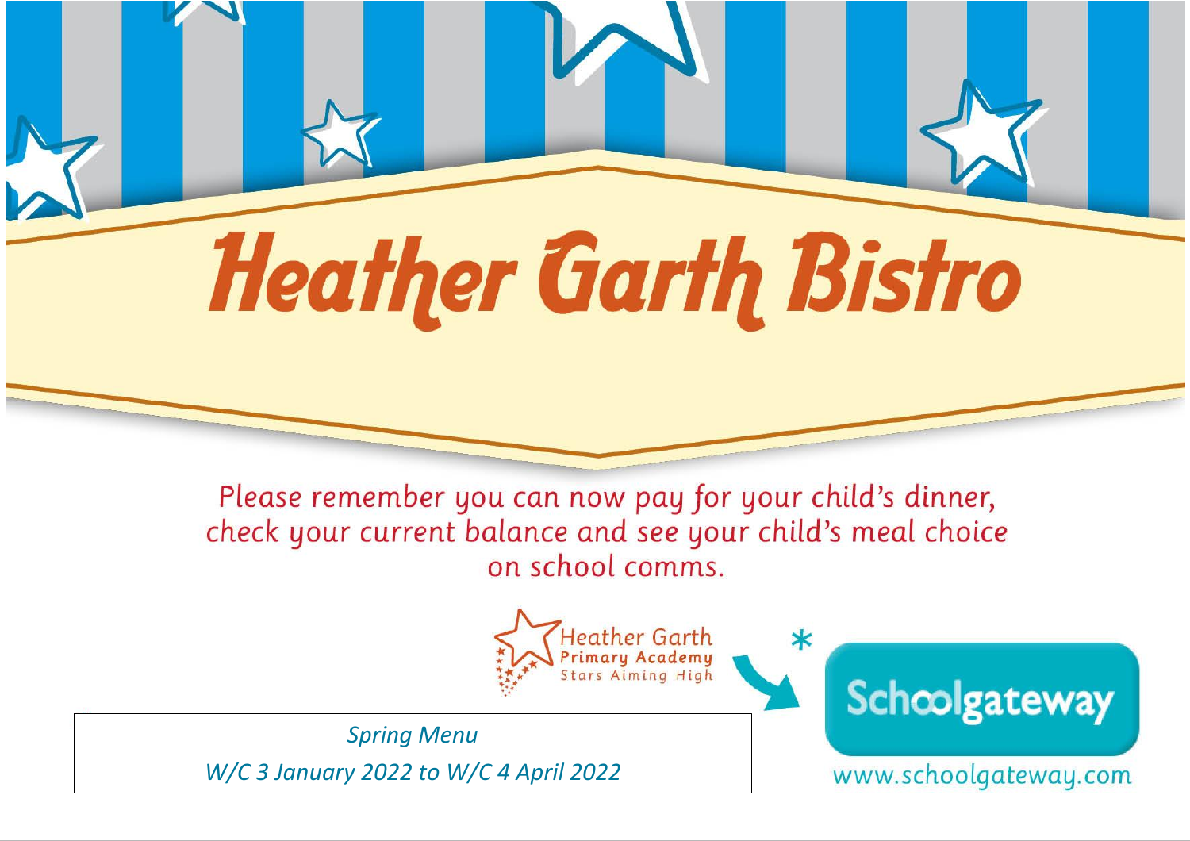# Heather Garth Bistro

Please remember you can now pay for your child's dinner, check your current balance and see your child's meal choice on school comms.

Heather Garth Primary Academy
Stars Aiming High

*

Schoolgateway

www.schoolgateway.com

*Spring Menu*

*W/C 3 January 2022 to W/C 4 April 2022*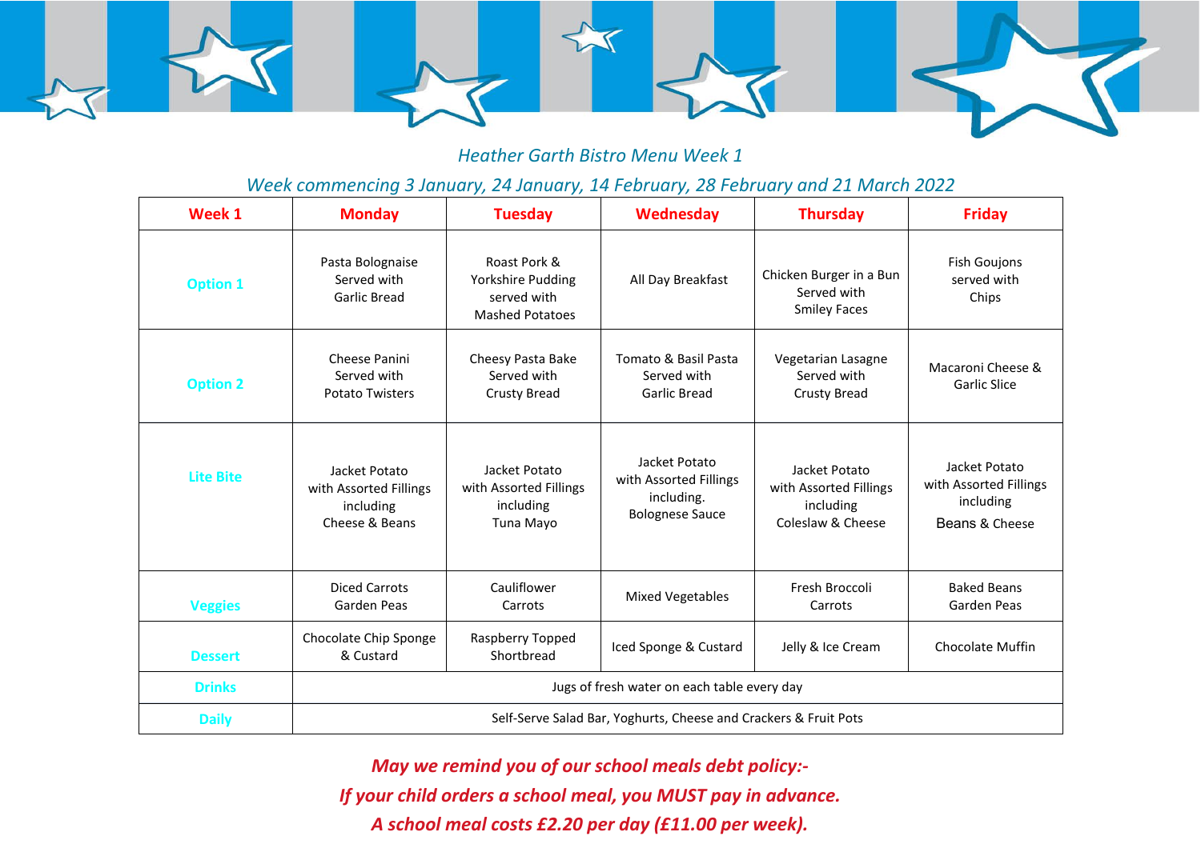## *Heather Garth Bistro Menu Week 1*

### *Week commencing 3 January, 24 January, 14 February, 28 February and 21 March 2022*

| Week 1 | Monday | Tuesday | Wednesday | Thursday | Friday |
|---|---|---|---|---|---|
| **Option 1** | Pasta Bolognaise Served with Garlic Bread | Roast Pork & Yorkshire Pudding served with Mashed Potatoes | All Day Breakfast | Chicken Burger in a Bun Served with Smiley Faces | Fish Goujons served with Chips |
| **Option 2** | Cheese Panini Served with Potato Twisters | Cheesy Pasta Bake Served with Crusty Bread | Tomato & Basil Pasta Served with Garlic Bread | Vegetarian Lasagne Served with Crusty Bread | Macaroni Cheese & Garlic Slice |
| **Lite Bite** | Jacket Potato with Assorted Fillings including Cheese & Beans | Jacket Potato with Assorted Fillings including Tuna Mayo | Jacket Potato with Assorted Fillings including. Bolognese Sauce | Jacket Potato with Assorted Fillings including Coleslaw & Cheese | Jacket Potato with Assorted Fillings including Beans & Cheese |
| **Veggies** | Diced Carrots Garden Peas | Cauliflower Carrots | Mixed Vegetables | Fresh Broccoli Carrots | Baked Beans Garden Peas |
| **Dessert** | Chocolate Chip Sponge & Custard | Raspberry Topped Shortbread | Iced Sponge & Custard | Jelly & Ice Cream | Chocolate Muffin |
| **Drinks** | Jugs of fresh water on each table every day | | | | |
| **Daily** | Self-Serve Salad Bar, Yoghurts, Cheese and Crackers & Fruit Pots | | | | |

***May we remind you of our school meals debt policy:-***

***If your child orders a school meal, you MUST pay in advance.***

***A school meal costs £2.20 per day (£11.00 per week).***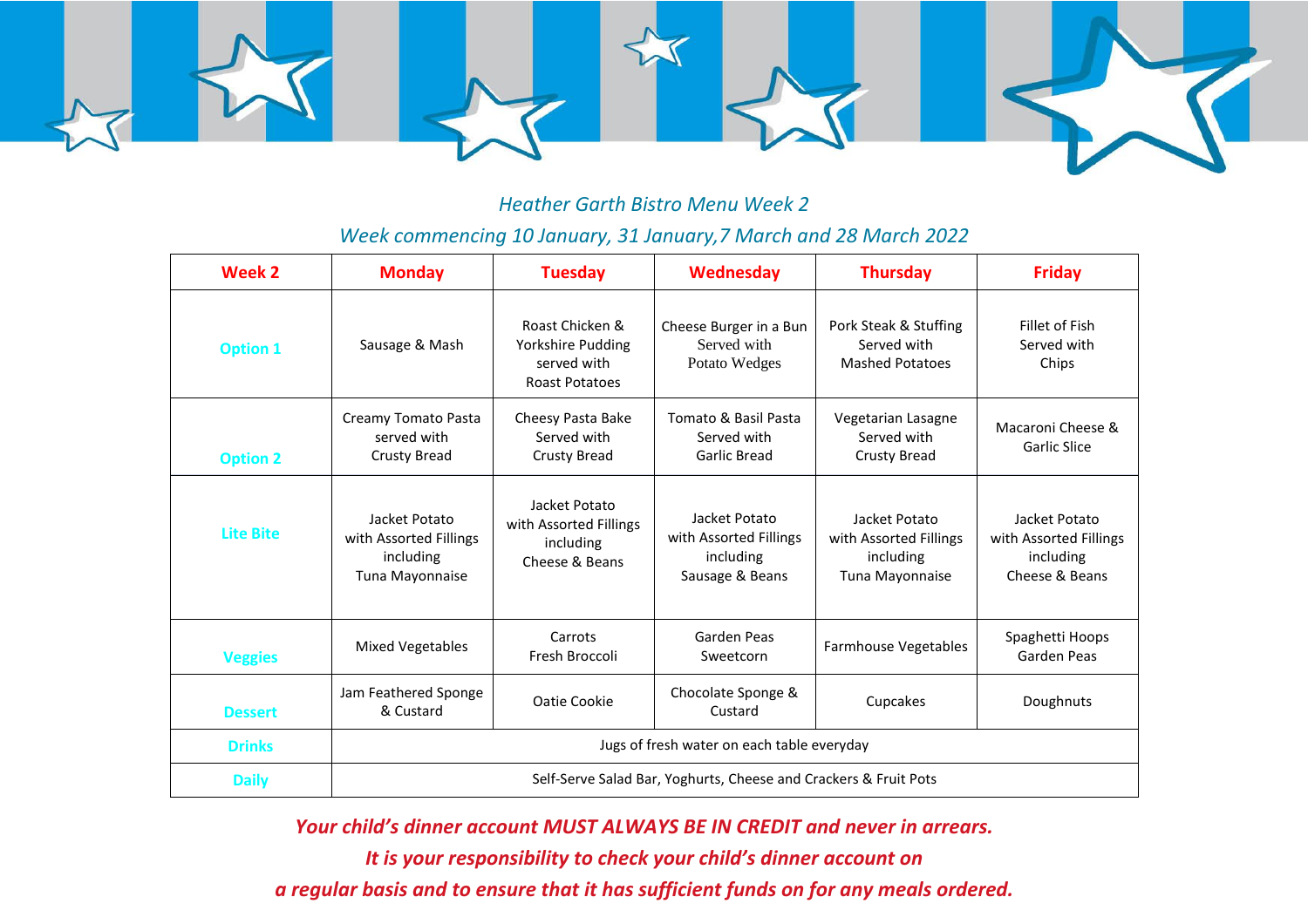*Heather Garth Bistro Menu Week 2*

*Week commencing 10 January, 31 January,7 March and 28 March 2022*

| Week 2 | Monday | Tuesday | Wednesday | Thursday | Friday |
|---|---|---|---|---|---|
| Option 1 | Sausage & Mash | Roast Chicken & Yorkshire Pudding served with Roast Potatoes | Cheese Burger in a Bun Served with Potato Wedges | Pork Steak & Stuffing Served with Mashed Potatoes | Fillet of Fish Served with Chips |
| Option 2 | Creamy Tomato Pasta served with Crusty Bread | Cheesy Pasta Bake Served with Crusty Bread | Tomato & Basil Pasta Served with Garlic Bread | Vegetarian Lasagne Served with Crusty Bread | Macaroni Cheese & Garlic Slice |
| Lite Bite | Jacket Potato with Assorted Fillings including Tuna Mayonnaise | Jacket Potato with Assorted Fillings including Cheese & Beans | Jacket Potato with Assorted Fillings including Sausage & Beans | Jacket Potato with Assorted Fillings including Tuna Mayonnaise | Jacket Potato with Assorted Fillings including Cheese & Beans |
| Veggies | Mixed Vegetables | Carrots Fresh Broccoli | Garden Peas Sweetcorn | Farmhouse Vegetables | Spaghetti Hoops Garden Peas |
| Dessert | Jam Feathered Sponge & Custard | Oatie Cookie | Chocolate Sponge & Custard | Cupcakes | Doughnuts |
| Drinks | Jugs of fresh water on each table everyday | | | | |
| Daily | Self-Serve Salad Bar, Yoghurts, Cheese and Crackers & Fruit Pots | | | | |

***Your child's dinner account MUST ALWAYS BE IN CREDIT and never in arrears.***

***It is your responsibility to check your child's dinner account on***

***a regular basis and to ensure that it has sufficient funds on for any meals ordered.***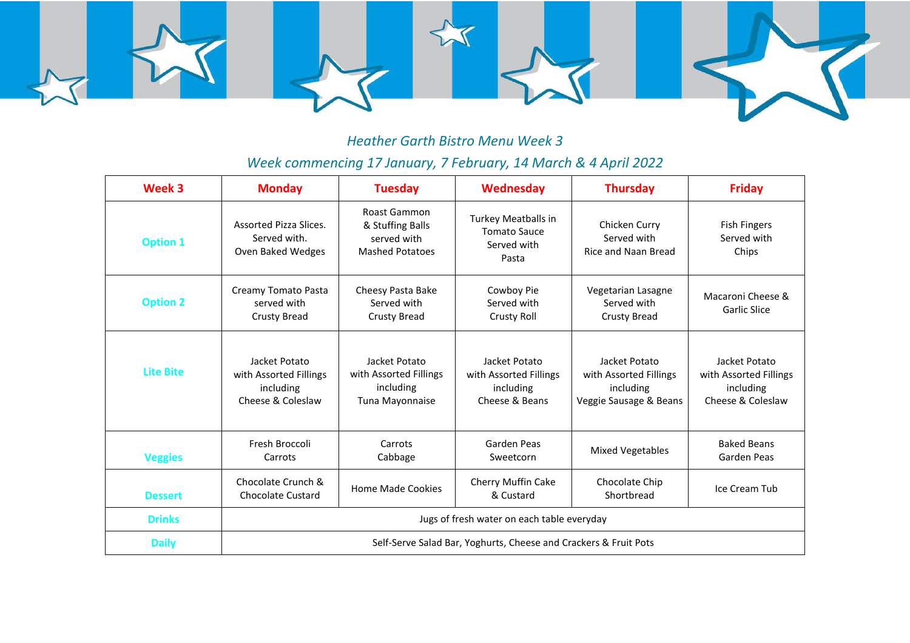*Heather Garth Bistro Menu Week 3*

*Week commencing 17 January, 7 February, 14 March & 4 April 2022*

| Week 3 | Monday | Tuesday | Wednesday | Thursday | Friday |
|---|---|---|---|---|---|
| Option 1 | Assorted Pizza Slices. Served with. Oven Baked Wedges | Roast Gammon & Stuffing Balls served with Mashed Potatoes | Turkey Meatballs in Tomato Sauce Served with Pasta | Chicken Curry Served with Rice and Naan Bread | Fish Fingers Served with Chips |
| Option 2 | Creamy Tomato Pasta served with Crusty Bread | Cheesy Pasta Bake Served with Crusty Bread | Cowboy Pie Served with Crusty Roll | Vegetarian Lasagne Served with Crusty Bread | Macaroni Cheese & Garlic Slice |
| Lite Bite | Jacket Potato with Assorted Fillings including Cheese & Coleslaw | Jacket Potato with Assorted Fillings including Tuna Mayonnaise | Jacket Potato with Assorted Fillings including Cheese & Beans | Jacket Potato with Assorted Fillings including Veggie Sausage & Beans | Jacket Potato with Assorted Fillings including Cheese & Coleslaw |
| Veggies | Fresh Broccoli Carrots | Carrots Cabbage | Garden Peas Sweetcorn | Mixed Vegetables | Baked Beans Garden Peas |
| Dessert | Chocolate Crunch & Chocolate Custard | Home Made Cookies | Cherry Muffin Cake & Custard | Chocolate Chip Shortbread | Ice Cream Tub |
| Drinks | Jugs of fresh water on each table everyday | | | | |
| Daily | Self-Serve Salad Bar, Yoghurts, Cheese and Crackers & Fruit Pots | | | | |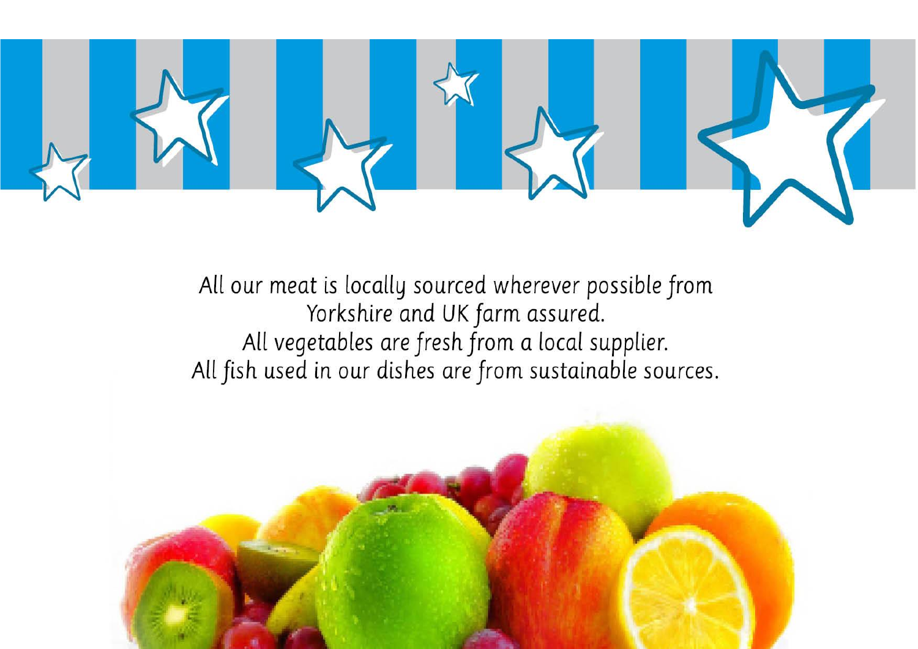All our meat is locally sourced wherever possible from
Yorkshire and UK farm assured.
All vegetables are fresh from a local supplier.
All fish used in our dishes are from sustainable sources.